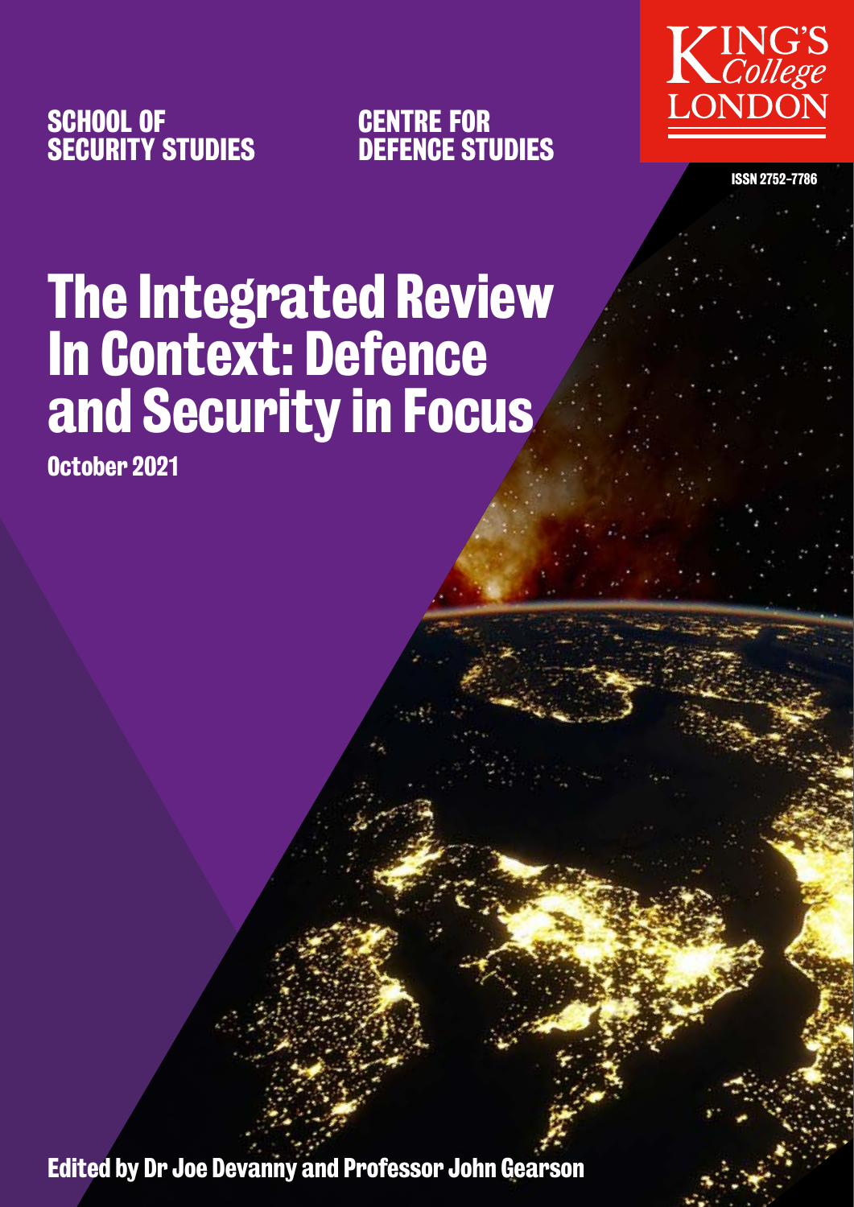SCHOOL OF SECURITY STUDIES

CENTRE FOR DEFENCE STUDIES

KING'S College LONDON

ISSN 2752-7786

# The Integrated Review In Context: Defence and Security in Focus

**October 2021**

**Edited by Dr Joe Devanny and Professor John Gearson**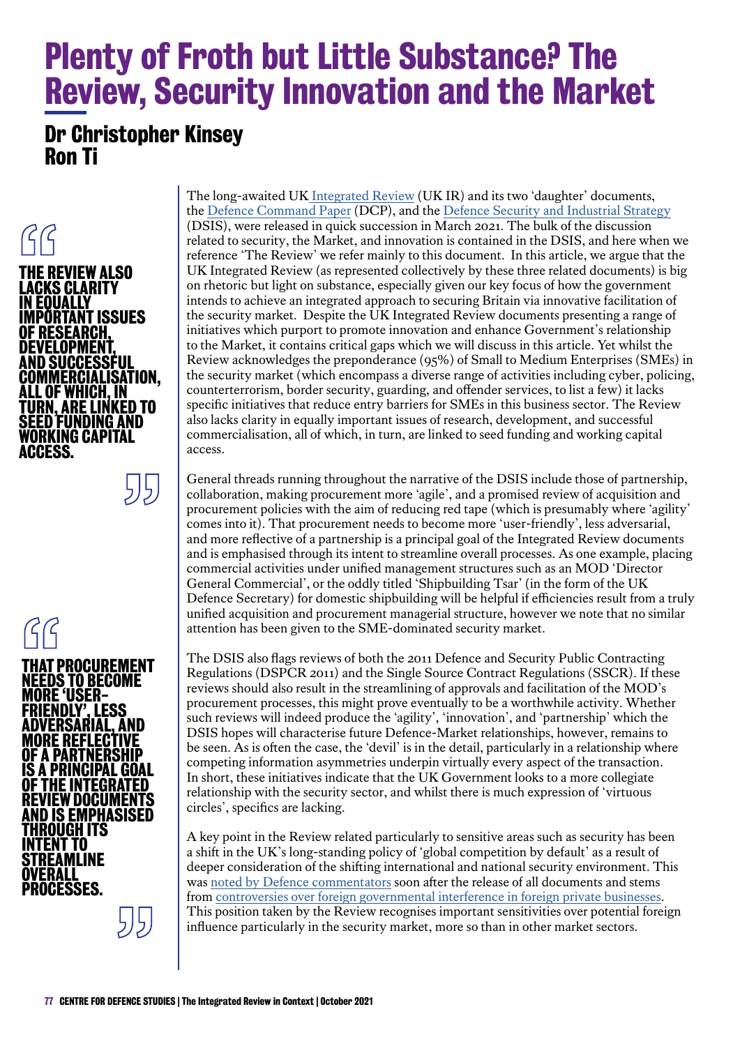# Plenty of Froth but Little Substance? The Review, Security Innovation and the Market

## Dr Christopher Kinsey
## Ron Ti

> THE REVIEW ALSO LACKS CLARITY IN EQUALLY IMPORTANT ISSUES OF RESEARCH, DEVELOPMENT, AND SUCCESSFUL COMMERCIALISATION, ALL OF WHICH, IN TURN, ARE LINKED TO SEED FUNDING AND WORKING CAPITAL ACCESS.

> THAT PROCUREMENT NEEDS TO BECOME MORE 'USER-FRIENDLY', LESS ADVERSARIAL, AND MORE REFLECTIVE OF A PARTNERSHIP IS A PRINCIPAL GOAL OF THE INTEGRATED REVIEW DOCUMENTS AND IS EMPHASISED THROUGH ITS INTENT TO STREAMLINE OVERALL PROCESSES.

The long-awaited UK Integrated Review (UK IR) and its two 'daughter' documents, the Defence Command Paper (DCP), and the Defence Security and Industrial Strategy (DSIS), were released in quick succession in March 2021. The bulk of the discussion related to security, the Market, and innovation is contained in the DSIS, and here when we reference 'The Review' we refer mainly to this document. In this article, we argue that the UK Integrated Review (as represented collectively by these three related documents) is big on rhetoric but light on substance, especially given our key focus of how the government intends to achieve an integrated approach to securing Britain via innovative facilitation of the security market. Despite the UK Integrated Review documents presenting a range of initiatives which purport to promote innovation and enhance Government's relationship to the Market, it contains critical gaps which we will discuss in this article. Yet whilst the Review acknowledges the preponderance (95%) of Small to Medium Enterprises (SMEs) in the security market (which encompass a diverse range of activities including cyber, policing, counterterrorism, border security, guarding, and offender services, to list a few) it lacks specific initiatives that reduce entry barriers for SMEs in this business sector. The Review also lacks clarity in equally important issues of research, development, and successful commercialisation, all of which, in turn, are linked to seed funding and working capital access.

General threads running throughout the narrative of the DSIS include those of partnership, collaboration, making procurement more 'agile', and a promised review of acquisition and procurement policies with the aim of reducing red tape (which is presumably where 'agility' comes into it). That procurement needs to become more 'user-friendly', less adversarial, and more reflective of a partnership is a principal goal of the Integrated Review documents and is emphasised through its intent to streamline overall processes. As one example, placing commercial activities under unified management structures such as an MOD 'Director General Commercial', or the oddly titled 'Shipbuilding Tsar' (in the form of the UK Defence Secretary) for domestic shipbuilding will be helpful if efficiencies result from a truly unified acquisition and procurement managerial structure, however we note that no similar attention has been given to the SME-dominated security market.

The DSIS also flags reviews of both the 2011 Defence and Security Public Contracting Regulations (DSPCR 2011) and the Single Source Contract Regulations (SSCR). If these reviews should also result in the streamlining of approvals and facilitation of the MOD's procurement processes, this might prove eventually to be a worthwhile activity. Whether such reviews will indeed produce the 'agility', 'innovation', and 'partnership' which the DSIS hopes will characterise future Defence-Market relationships, however, remains to be seen. As is often the case, the 'devil' is in the detail, particularly in a relationship where competing information asymmetries underpin virtually every aspect of the transaction. In short, these initiatives indicate that the UK Government looks to a more collegiate relationship with the security sector, and whilst there is much expression of 'virtuous circles', specifics are lacking.

A key point in the Review related particularly to sensitive areas such as security has been a shift in the UK's long-standing policy of 'global competition by default' as a result of deeper consideration of the shifting international and national security environment. This was noted by Defence commentators soon after the release of all documents and stems from controversies over foreign governmental interference in foreign private businesses. This position taken by the Review recognises important sensitivities over potential foreign influence particularly in the security market, more so than in other market sectors.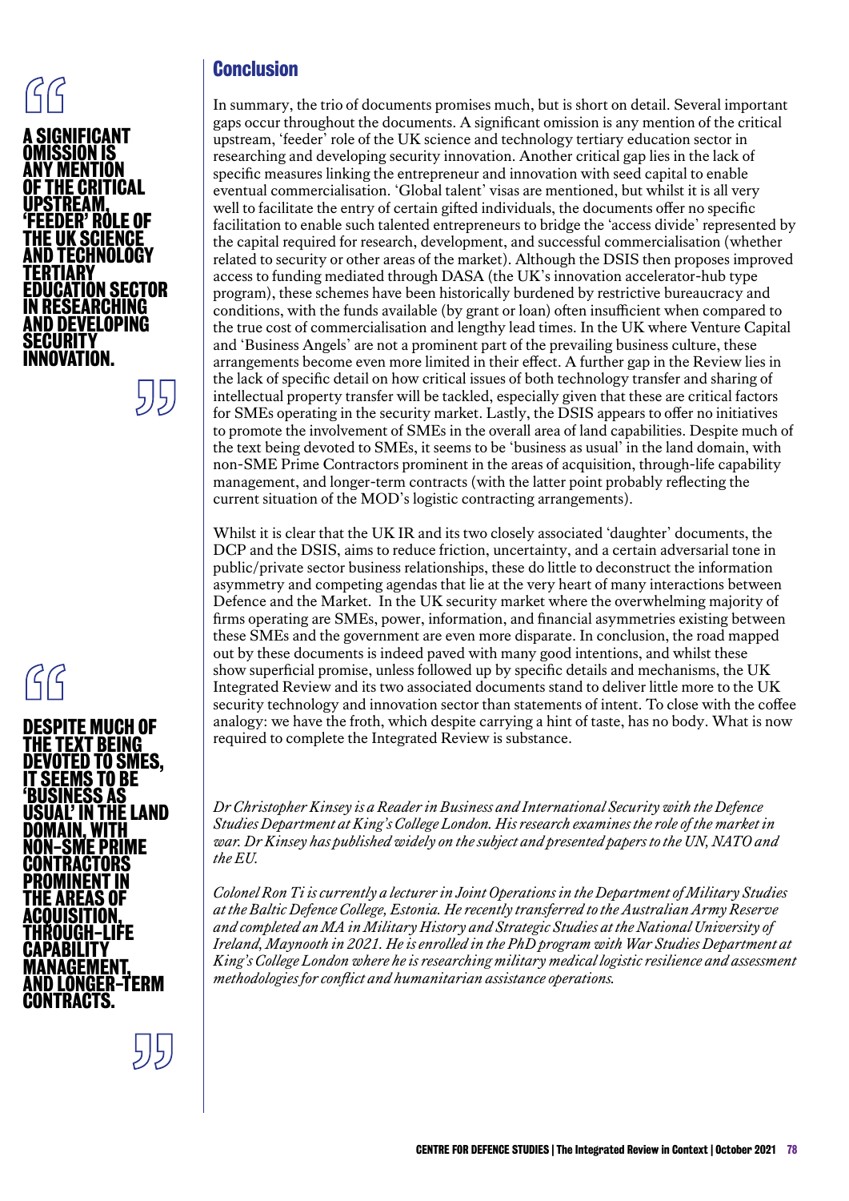> A SIGNIFICANT OMISSION IS ANY MENTION OF THE CRITICAL UPSTREAM, 'FEEDER' RÔLE OF THE UK SCIENCE AND TECHNOLOGY TERTIARY EDUCATION SECTOR IN RESEARCHING AND DEVELOPING SECURITY INNOVATION.

> DESPITE MUCH OF THE TEXT BEING DEVOTED TO SMES, IT SEEMS TO BE 'BUSINESS AS USUAL' IN THE LAND DOMAIN, WITH NON-SME PRIME CONTRACTORS PROMINENT IN THE AREAS OF ACQUISITION, THROUGH-LIFE CAPABILITY MANAGEMENT, AND LONGER-TERM CONTRACTS.

## Conclusion

In summary, the trio of documents promises much, but is short on detail. Several important gaps occur throughout the documents. A significant omission is any mention of the critical upstream, 'feeder' role of the UK science and technology tertiary education sector in researching and developing security innovation. Another critical gap lies in the lack of specific measures linking the entrepreneur and innovation with seed capital to enable eventual commercialisation. 'Global talent' visas are mentioned, but whilst it is all very well to facilitate the entry of certain gifted individuals, the documents offer no specific facilitation to enable such talented entrepreneurs to bridge the 'access divide' represented by the capital required for research, development, and successful commercialisation (whether related to security or other areas of the market). Although the DSIS then proposes improved access to funding mediated through DASA (the UK's innovation accelerator-hub type program), these schemes have been historically burdened by restrictive bureaucracy and conditions, with the funds available (by grant or loan) often insufficient when compared to the true cost of commercialisation and lengthy lead times. In the UK where Venture Capital and 'Business Angels' are not a prominent part of the prevailing business culture, these arrangements become even more limited in their effect. A further gap in the Review lies in the lack of specific detail on how critical issues of both technology transfer and sharing of intellectual property transfer will be tackled, especially given that these are critical factors for SMEs operating in the security market. Lastly, the DSIS appears to offer no initiatives to promote the involvement of SMEs in the overall area of land capabilities. Despite much of the text being devoted to SMEs, it seems to be 'business as usual' in the land domain, with non-SME Prime Contractors prominent in the areas of acquisition, through-life capability management, and longer-term contracts (with the latter point probably reflecting the current situation of the MOD's logistic contracting arrangements).

Whilst it is clear that the UK IR and its two closely associated 'daughter' documents, the DCP and the DSIS, aims to reduce friction, uncertainty, and a certain adversarial tone in public/private sector business relationships, these do little to deconstruct the information asymmetry and competing agendas that lie at the very heart of many interactions between Defence and the Market. In the UK security market where the overwhelming majority of firms operating are SMEs, power, information, and financial asymmetries existing between these SMEs and the government are even more disparate. In conclusion, the road mapped out by these documents is indeed paved with many good intentions, and whilst these show superficial promise, unless followed up by specific details and mechanisms, the UK Integrated Review and its two associated documents stand to deliver little more to the UK security technology and innovation sector than statements of intent. To close with the coffee analogy: we have the froth, which despite carrying a hint of taste, has no body. What is now required to complete the Integrated Review is substance.

*Dr Christopher Kinsey is a Reader in Business and International Security with the Defence Studies Department at King's College London. His research examines the role of the market in war. Dr Kinsey has published widely on the subject and presented papers to the UN, NATO and the EU.*

*Colonel Ron Ti is currently a lecturer in Joint Operations in the Department of Military Studies at the Baltic Defence College, Estonia. He recently transferred to the Australian Army Reserve and completed an MA in Military History and Strategic Studies at the National University of Ireland, Maynooth in 2021. He is enrolled in the PhD program with War Studies Department at King's College London where he is researching military medical logistic resilience and assessment methodologies for conflict and humanitarian assistance operations.*